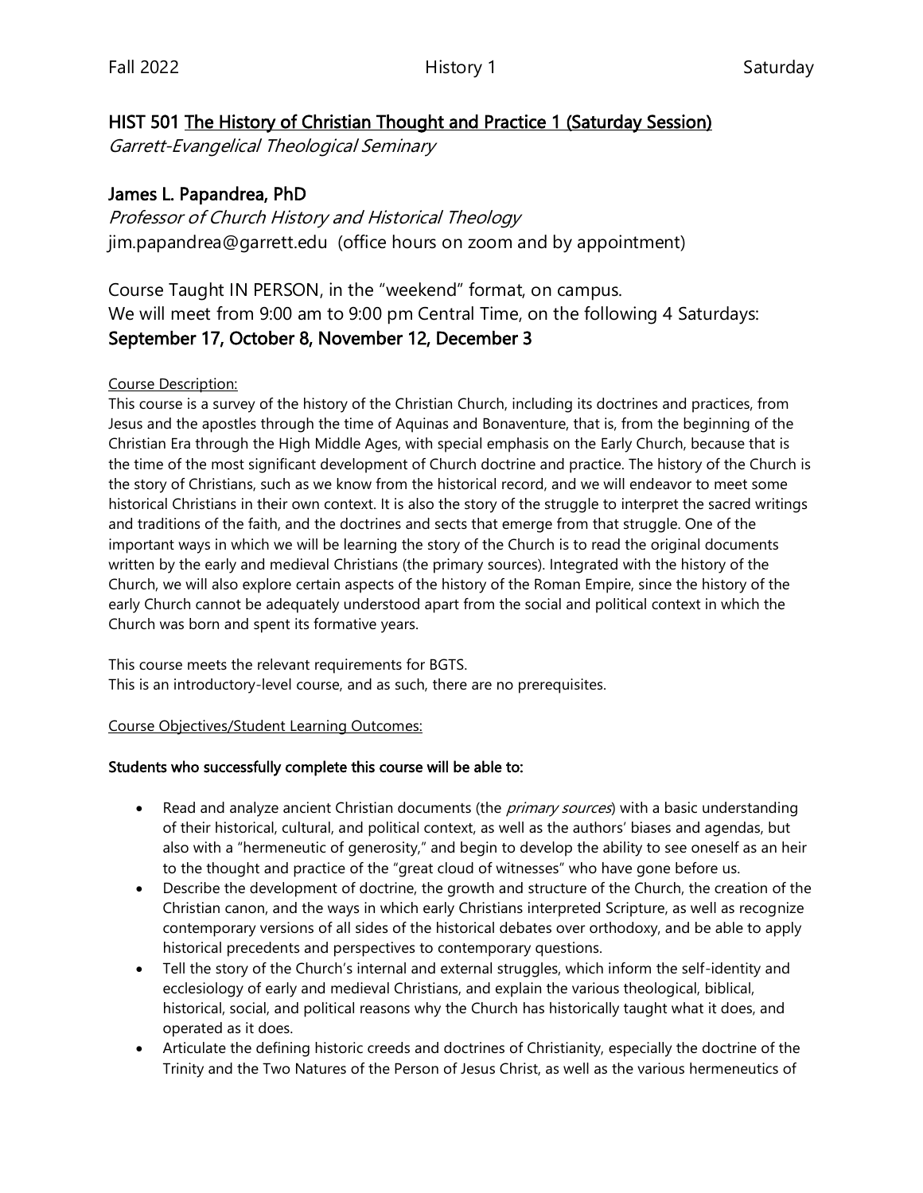## HIST 501 The History of Christian Thought and Practice 1 (Saturday Session)

*Garrett-Evangelical Theological Seminary*

## James L. Papandrea, PhD

*Professor of Church History and Historical Theology*
jim.papandrea@garrett.edu (office hours on zoom and by appointment)

Course Taught IN PERSON, in the "weekend" format, on campus.
We will meet from 9:00 am to 9:00 pm Central Time, on the following 4 Saturdays:
**September 17, October 8, November 12, December 3**

Course Description:
This course is a survey of the history of the Christian Church, including its doctrines and practices, from Jesus and the apostles through the time of Aquinas and Bonaventure, that is, from the beginning of the Christian Era through the High Middle Ages, with special emphasis on the Early Church, because that is the time of the most significant development of Church doctrine and practice. The history of the Church is the story of Christians, such as we know from the historical record, and we will endeavor to meet some historical Christians in their own context. It is also the story of the struggle to interpret the sacred writings and traditions of the faith, and the doctrines and sects that emerge from that struggle. One of the important ways in which we will be learning the story of the Church is to read the original documents written by the early and medieval Christians (the primary sources). Integrated with the history of the Church, we will also explore certain aspects of the history of the Roman Empire, since the history of the early Church cannot be adequately understood apart from the social and political context in which the Church was born and spent its formative years.

This course meets the relevant requirements for BGTS.
This is an introductory-level course, and as such, there are no prerequisites.

Course Objectives/Student Learning Outcomes:

**Students who successfully complete this course will be able to:**

- Read and analyze ancient Christian documents (the *primary sources*) with a basic understanding of their historical, cultural, and political context, as well as the authors' biases and agendas, but also with a "hermeneutic of generosity," and begin to develop the ability to see oneself as an heir to the thought and practice of the "great cloud of witnesses" who have gone before us.
- Describe the development of doctrine, the growth and structure of the Church, the creation of the Christian canon, and the ways in which early Christians interpreted Scripture, as well as recognize contemporary versions of all sides of the historical debates over orthodoxy, and be able to apply historical precedents and perspectives to contemporary questions.
- Tell the story of the Church's internal and external struggles, which inform the self-identity and ecclesiology of early and medieval Christians, and explain the various theological, biblical, historical, social, and political reasons why the Church has historically taught what it does, and operated as it does.
- Articulate the defining historic creeds and doctrines of Christianity, especially the doctrine of the Trinity and the Two Natures of the Person of Jesus Christ, as well as the various hermeneutics of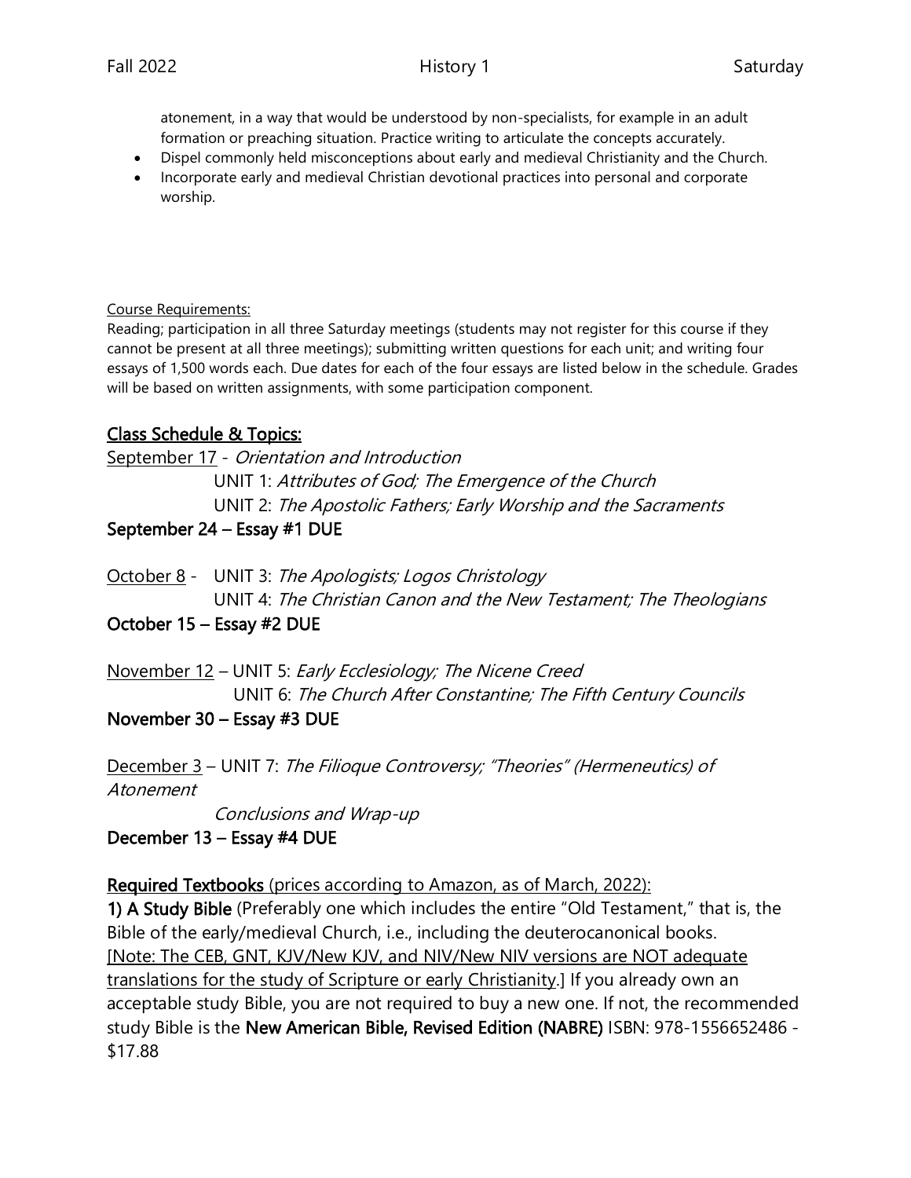atonement, in a way that would be understood by non-specialists, for example in an adult formation or preaching situation. Practice writing to articulate the concepts accurately.

- Dispel commonly held misconceptions about early and medieval Christianity and the Church.
- Incorporate early and medieval Christian devotional practices into personal and corporate worship.

Course Requirements:

Reading; participation in all three Saturday meetings (students may not register for this course if they cannot be present at all three meetings); submitting written questions for each unit; and writing four essays of 1,500 words each. Due dates for each of the four essays are listed below in the schedule. Grades will be based on written assignments, with some participation component.

## Class Schedule & Topics:

September 17 - *Orientation and Introduction*

UNIT 1: *Attributes of God; The Emergence of the Church*

UNIT 2: *The Apostolic Fathers; Early Worship and the Sacraments*

**September 24 – Essay #1 DUE**

October 8 - UNIT 3: *The Apologists; Logos Christology*

UNIT 4: *The Christian Canon and the New Testament; The Theologians*

**October 15 – Essay #2 DUE**

November 12 – UNIT 5: *Early Ecclesiology; The Nicene Creed*

UNIT 6: *The Church After Constantine; The Fifth Century Councils*

**November 30 – Essay #3 DUE**

December 3 – UNIT 7: *The Filioque Controversy; "Theories" (Hermeneutics) of Atonement*

*Conclusions and Wrap-up*

**December 13 – Essay #4 DUE**

**Required Textbooks** (prices according to Amazon, as of March, 2022):

**1) A Study Bible** (Preferably one which includes the entire "Old Testament," that is, the Bible of the early/medieval Church, i.e., including the deuterocanonical books. [Note: The CEB, GNT, KJV/New KJV, and NIV/New NIV versions are NOT adequate translations for the study of Scripture or early Christianity.] If you already own an acceptable study Bible, you are not required to buy a new one. If not, the recommended study Bible is the **New American Bible, Revised Edition (NABRE)** ISBN: 978-1556652486 - $17.88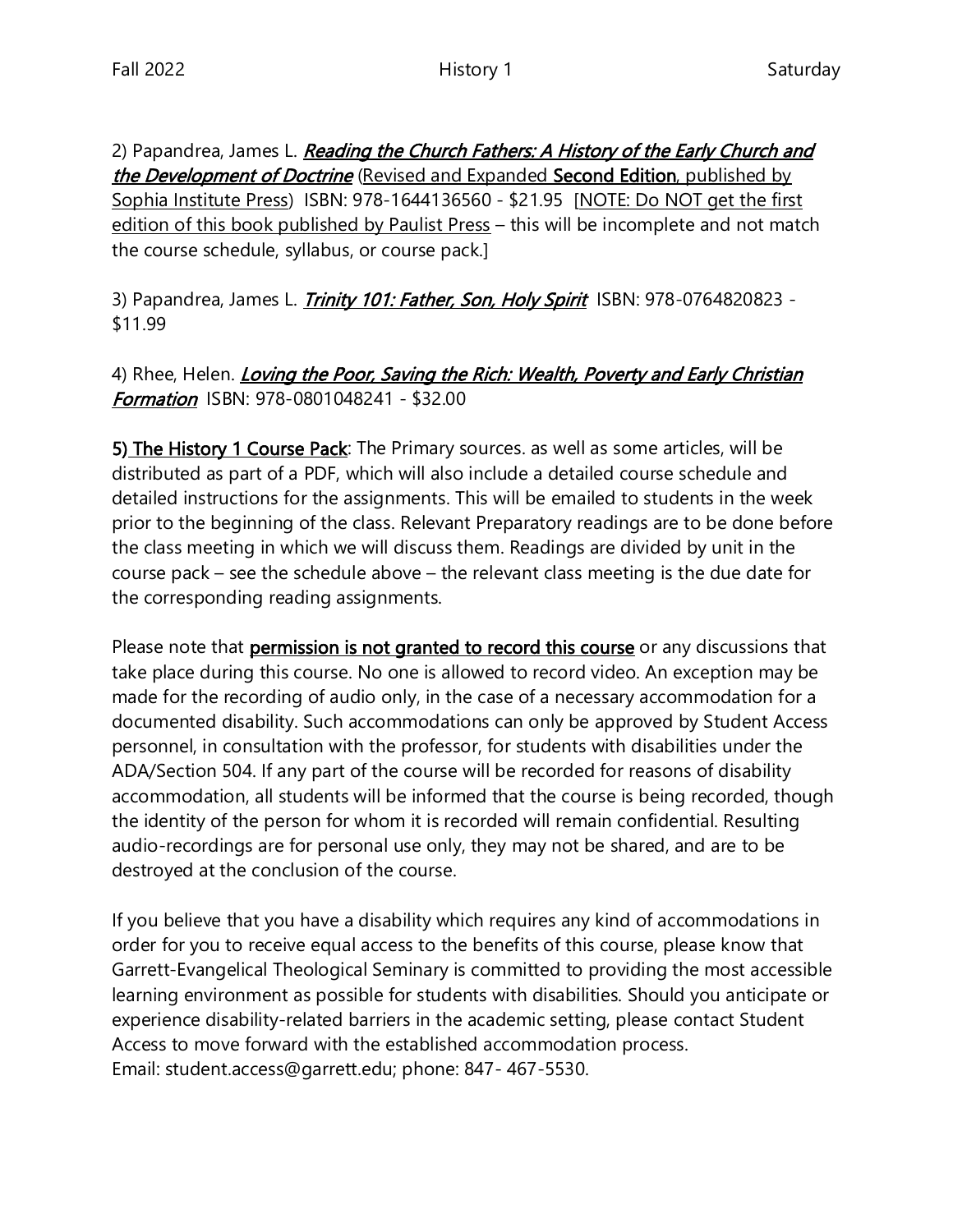2) Papandrea, James L. ***Reading the Church Fathers: A History of the Early Church and the Development of Doctrine*** (Revised and Expanded **Second Edition**, published by Sophia Institute Press) ISBN: 978-1644136560 - $21.95 [NOTE: Do NOT get the first edition of this book published by Paulist Press – this will be incomplete and not match the course schedule, syllabus, or course pack.]

3) Papandrea, James L. ***Trinity 101: Father, Son, Holy Spirit*** ISBN: 978-0764820823 - $11.99

4) Rhee, Helen. ***Loving the Poor, Saving the Rich: Wealth, Poverty and Early Christian Formation*** ISBN: 978-0801048241 - $32.00

**5) The History 1 Course Pack**: The Primary sources. as well as some articles, will be distributed as part of a PDF, which will also include a detailed course schedule and detailed instructions for the assignments. This will be emailed to students in the week prior to the beginning of the class. Relevant Preparatory readings are to be done before the class meeting in which we will discuss them. Readings are divided by unit in the course pack – see the schedule above – the relevant class meeting is the due date for the corresponding reading assignments.

Please note that **permission is not granted to record this course** or any discussions that take place during this course. No one is allowed to record video. An exception may be made for the recording of audio only, in the case of a necessary accommodation for a documented disability. Such accommodations can only be approved by Student Access personnel, in consultation with the professor, for students with disabilities under the ADA/Section 504. If any part of the course will be recorded for reasons of disability accommodation, all students will be informed that the course is being recorded, though the identity of the person for whom it is recorded will remain confidential. Resulting audio-recordings are for personal use only, they may not be shared, and are to be destroyed at the conclusion of the course.

If you believe that you have a disability which requires any kind of accommodations in order for you to receive equal access to the benefits of this course, please know that Garrett-Evangelical Theological Seminary is committed to providing the most accessible learning environment as possible for students with disabilities. Should you anticipate or experience disability-related barriers in the academic setting, please contact Student Access to move forward with the established accommodation process.
Email: student.access@garrett.edu; phone: 847- 467-5530.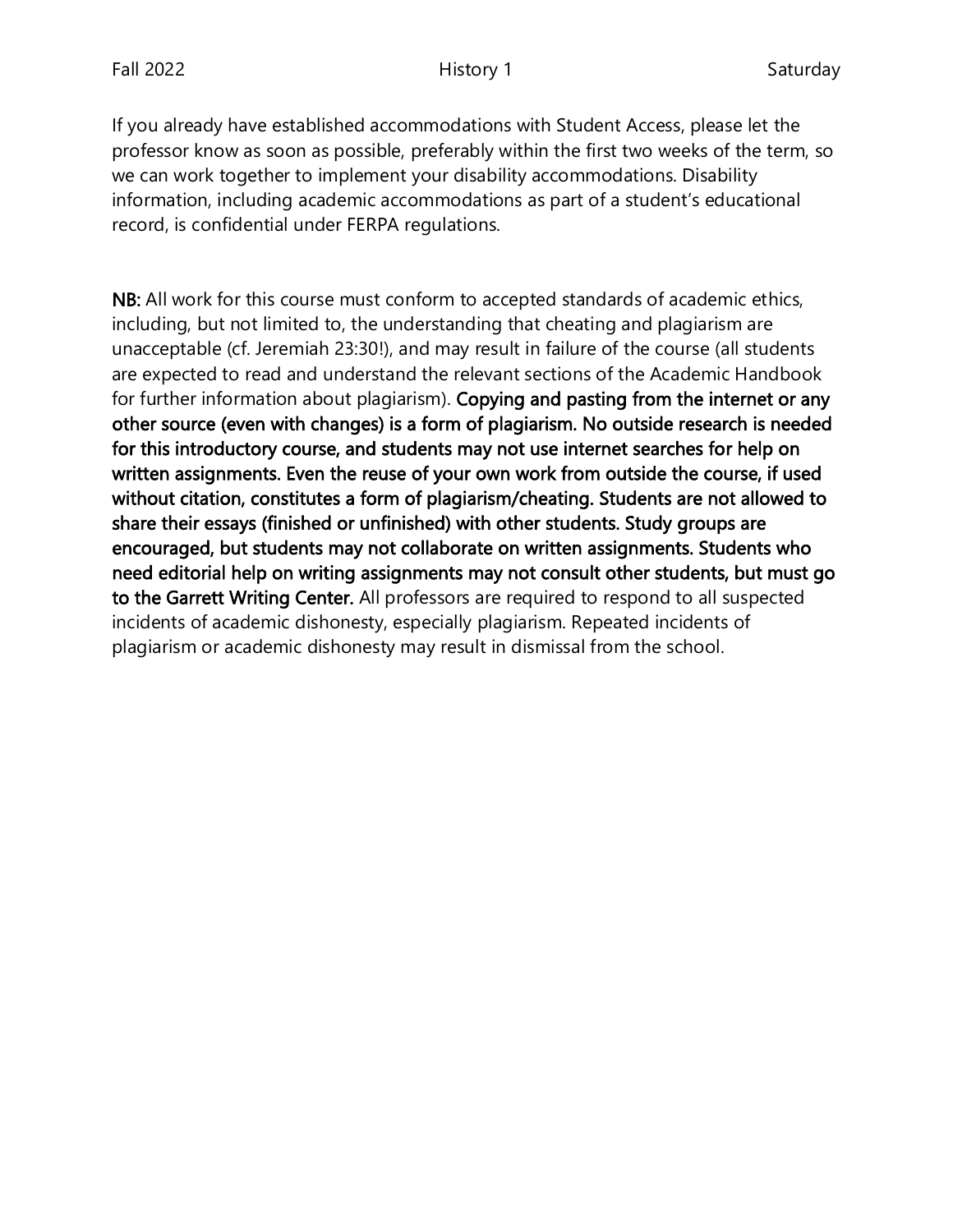If you already have established accommodations with Student Access, please let the professor know as soon as possible, preferably within the first two weeks of the term, so we can work together to implement your disability accommodations. Disability information, including academic accommodations as part of a student's educational record, is confidential under FERPA regulations.

**NB:** All work for this course must conform to accepted standards of academic ethics, including, but not limited to, the understanding that cheating and plagiarism are unacceptable (cf. Jeremiah 23:30!), and may result in failure of the course (all students are expected to read and understand the relevant sections of the Academic Handbook for further information about plagiarism). **Copying and pasting from the internet or any other source (even with changes) is a form of plagiarism. No outside research is needed for this introductory course, and students may not use internet searches for help on written assignments. Even the reuse of your own work from outside the course, if used without citation, constitutes a form of plagiarism/cheating. Students are not allowed to share their essays (finished or unfinished) with other students. Study groups are encouraged, but students may not collaborate on written assignments. Students who need editorial help on writing assignments may not consult other students, but must go to the Garrett Writing Center.** All professors are required to respond to all suspected incidents of academic dishonesty, especially plagiarism. Repeated incidents of plagiarism or academic dishonesty may result in dismissal from the school.